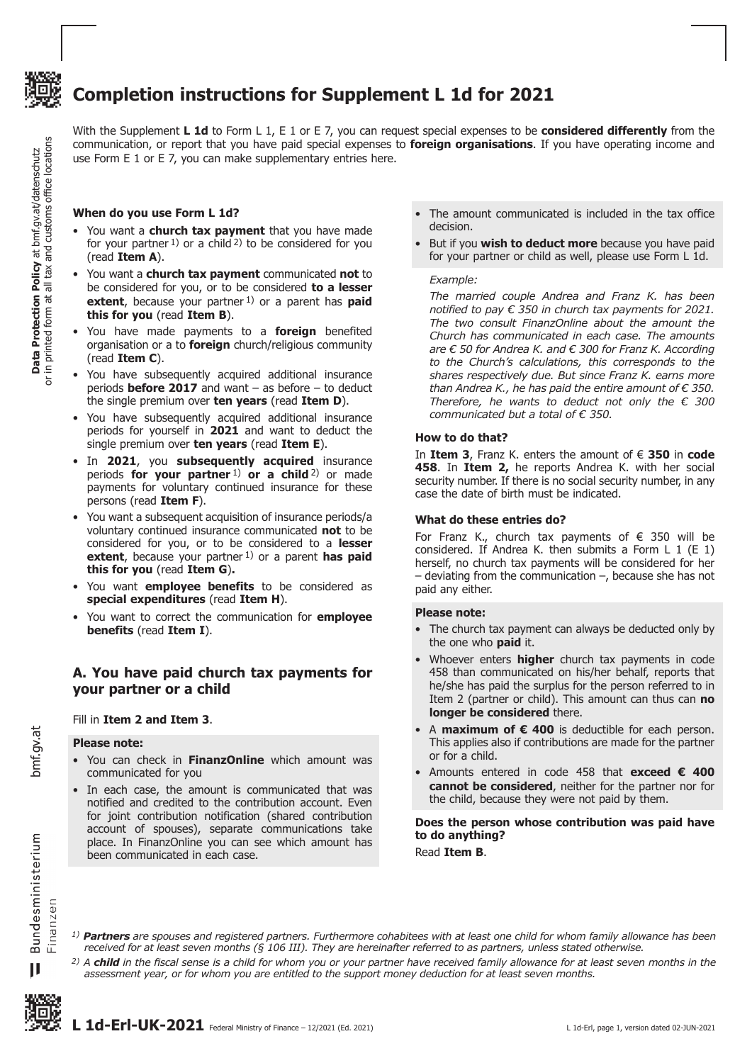# Completion instructions for Supplement L 1d for 2021

With the Supplement **L 1d** to Form L 1, E 1 or E 7, you can request special expenses to be **considered differently** from the communication, or report that you have paid special expenses to **foreign organisations**. If you have operating income and use Form E 1 or E 7, you can make supplementary entries here.

### When do you use Form L 1d?

- You want a **church tax payment** that you have made for your partner [1] or a child [2] to be considered for you (read **Item A**).
- You want a **church tax payment** communicated **not** to be considered for you, or to be considered **to a lesser extent**, because your partner [1] or a parent has **paid this for you** (read **Item B**).
- You have made payments to a **foreign** benefited organisation or a to **foreign** church/religious community (read **Item C**).
- You have subsequently acquired additional insurance periods **before 2017** and want – as before – to deduct the single premium over **ten years** (read **Item D**).
- You have subsequently acquired additional insurance periods for yourself in **2021** and want to deduct the single premium over **ten years** (read **Item E**).
- In **2021**, you **subsequently acquired** insurance periods **for your partner** [1] **or a child** [2] or made payments for voluntary continued insurance for these persons (read **Item F**).
- You want a subsequent acquisition of insurance periods/a voluntary continued insurance communicated **not** to be considered for you, or to be considered to a **lesser extent**, because your partner [1] or a parent **has paid this for you** (read **Item G**).
- You want **employee benefits** to be considered as **special expenditures** (read **Item H**).
- You want to correct the communication for **employee benefits** (read **Item I**).

## A. You have paid church tax payments for your partner or a child

Fill in **Item 2 and Item 3**.

**Please note:**

- You can check in **FinanzOnline** which amount was communicated for you
- In each case, the amount is communicated that was notified and credited to the contribution account. Even for joint contribution notification (shared contribution account of spouses), separate communications take place. In FinanzOnline you can see which amount has been communicated in each case.
- The amount communicated is included in the tax office decision.
- But if you **wish to deduct more** because you have paid for your partner or child as well, please use Form L 1d.

*Example:*

*The married couple Andrea and Franz K. has been notified to pay € 350 in church tax payments for 2021. The two consult FinanzOnline about the amount the Church has communicated in each case. The amounts are € 50 for Andrea K. and € 300 for Franz K. According to the Church's calculations, this corresponds to the shares respectively due. But since Franz K. earns more than Andrea K., he has paid the entire amount of € 350. Therefore, he wants to deduct not only the € 300 communicated but a total of € 350.*

### How to do that?

In **Item 3**, Franz K. enters the amount of € **350** in **code 458**. In **Item 2,** he reports Andrea K. with her social security number. If there is no social security number, in any case the date of birth must be indicated.

### What do these entries do?

For Franz K., church tax payments of € 350 will be considered. If Andrea K. then submits a Form L 1 (E 1) herself, no church tax payments will be considered for her – deviating from the communication –, because she has not paid any either.

**Please note:**

- The church tax payment can always be deducted only by the one who **paid** it.
- Whoever enters **higher** church tax payments in code 458 than communicated on his/her behalf, reports that he/she has paid the surplus for the person referred to in Item 2 (partner or child). This amount can thus can **no longer be considered** there.
- A **maximum of € 400** is deductible for each person. This applies also if contributions are made for the partner or for a child.
- Amounts entered in code 458 that **exceed € 400 cannot be considered**, neither for the partner nor for the child, because they were not paid by them.

**Does the person whose contribution was paid have to do anything?**

Read **Item B**.

---

[1] ***Partners*** *are spouses and registered partners. Furthermore cohabitees with at least one child for whom family allowance has been received for at least seven months (§ 106 III). They are hereinafter referred to as partners, unless stated otherwise.*

[2] *A* ***child*** *in the fiscal sense is a child for whom you or your partner have received family allowance for at least seven months in the assessment year, or for whom you are entitled to the support money deduction for at least seven months.*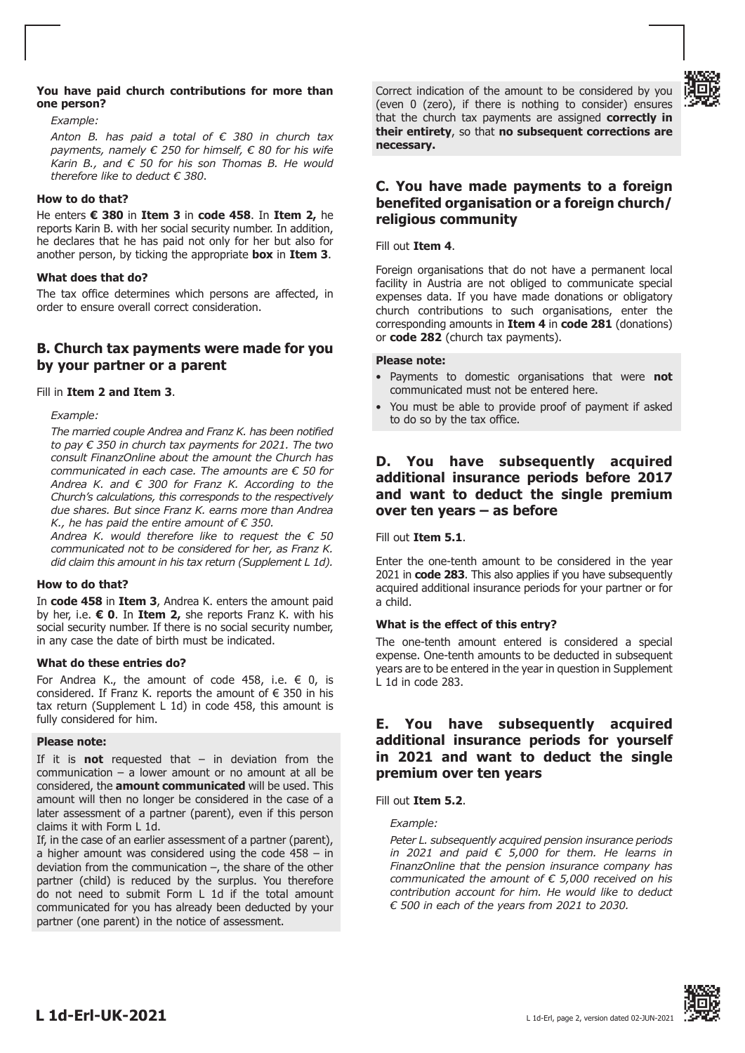**You have paid church contributions for more than one person?**

*Example:*

*Anton B. has paid a total of € 380 in church tax payments, namely € 250 for himself, € 80 for his wife Karin B., and € 50 for his son Thomas B. He would therefore like to deduct € 380.*

**How to do that?**

He enters **€ 380** in **Item 3** in **code 458**. In **Item 2,** he reports Karin B. with her social security number. In addition, he declares that he has paid not only for her but also for another person, by ticking the appropriate **box** in **Item 3**.

**What does that do?**

The tax office determines which persons are affected, in order to ensure overall correct consideration.

## B. Church tax payments were made for you by your partner or a parent

Fill in **Item 2 and Item 3**.

*Example:*

*The married couple Andrea and Franz K. has been notified to pay € 350 in church tax payments for 2021. The two consult FinanzOnline about the amount the Church has communicated in each case. The amounts are € 50 for Andrea K. and € 300 for Franz K. According to the Church's calculations, this corresponds to the respectively due shares. But since Franz K. earns more than Andrea K., he has paid the entire amount of € 350.*
*Andrea K. would therefore like to request the € 50 communicated not to be considered for her, as Franz K. did claim this amount in his tax return (Supplement L 1d).*

**How to do that?**

In **code 458** in **Item 3**, Andrea K. enters the amount paid by her, i.e. **€ 0**. In **Item 2,** she reports Franz K. with his social security number. If there is no social security number, in any case the date of birth must be indicated.

**What do these entries do?**

For Andrea K., the amount of code 458, i.e. € 0, is considered. If Franz K. reports the amount of € 350 in his tax return (Supplement L 1d) in code 458, this amount is fully considered for him.

**Please note:**

If it is **not** requested that – in deviation from the communication – a lower amount or no amount at all be considered, the **amount communicated** will be used. This amount will then no longer be considered in the case of a later assessment of a partner (parent), even if this person claims it with Form L 1d.
If, in the case of an earlier assessment of a partner (parent), a higher amount was considered using the code 458 – in deviation from the communication –, the share of the other partner (child) is reduced by the surplus. You therefore do not need to submit Form L 1d if the total amount communicated for you has already been deducted by your partner (one parent) in the notice of assessment.

Correct indication of the amount to be considered by you (even 0 (zero), if there is nothing to consider) ensures that the church tax payments are assigned **correctly in their entirety**, so that **no subsequent corrections are necessary.**

## C. You have made payments to a foreign benefited organisation or a foreign church/ religious community

Fill out **Item 4**.

Foreign organisations that do not have a permanent local facility in Austria are not obliged to communicate special expenses data. If you have made donations or obligatory church contributions to such organisations, enter the corresponding amounts in **Item 4** in **code 281** (donations) or **code 282** (church tax payments).

**Please note:**

- Payments to domestic organisations that were **not** communicated must not be entered here.
- You must be able to provide proof of payment if asked to do so by the tax office.

## D. You have subsequently acquired additional insurance periods before 2017 and want to deduct the single premium over ten years – as before

Fill out **Item 5.1**.

Enter the one-tenth amount to be considered in the year 2021 in **code 283**. This also applies if you have subsequently acquired additional insurance periods for your partner or for a child.

**What is the effect of this entry?**

The one-tenth amount entered is considered a special expense. One-tenth amounts to be deducted in subsequent years are to be entered in the year in question in Supplement L 1d in code 283.

## E. You have subsequently acquired additional insurance periods for yourself in 2021 and want to deduct the single premium over ten years

Fill out **Item 5.2**.

*Example:*

*Peter L. subsequently acquired pension insurance periods in 2021 and paid € 5,000 for them. He learns in FinanzOnline that the pension insurance company has communicated the amount of € 5,000 received on his contribution account for him. He would like to deduct € 500 in each of the years from 2021 to 2030.*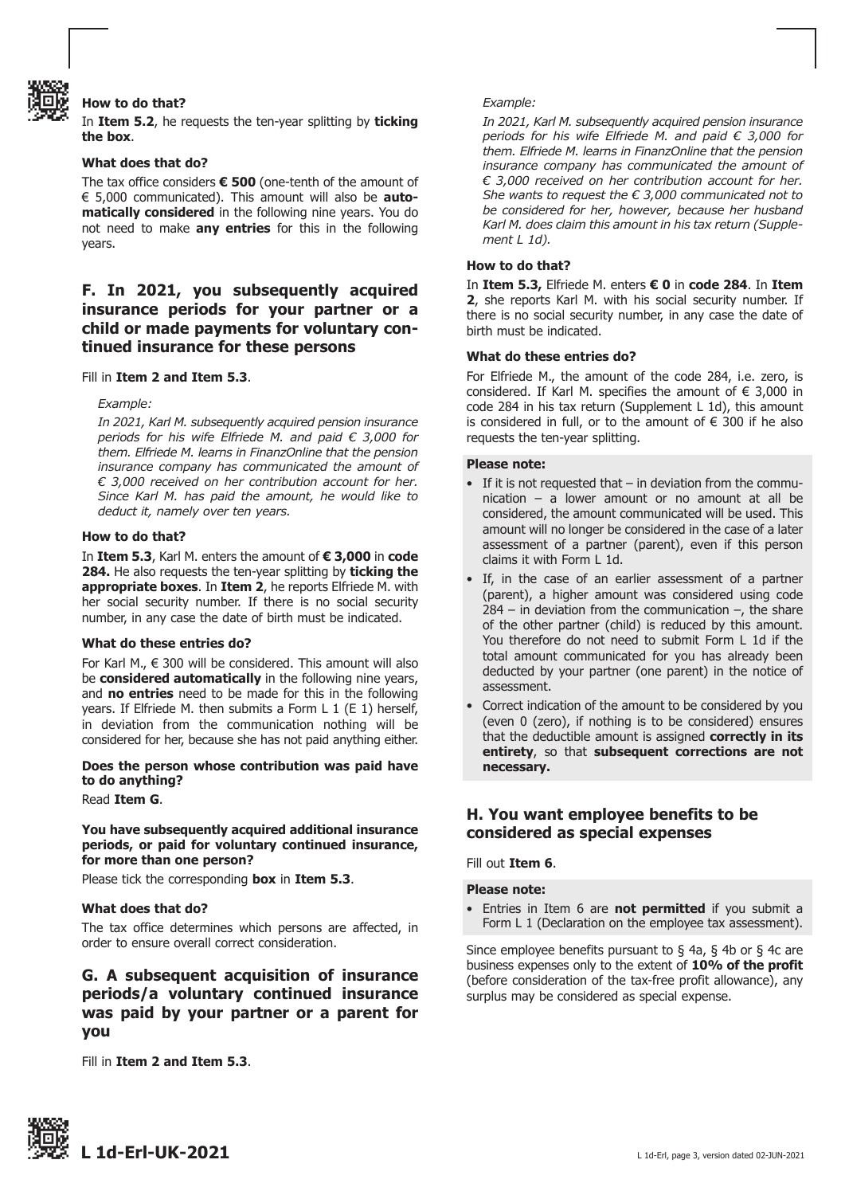**How to do that?**

In **Item 5.2**, he requests the ten-year splitting by **ticking the box**.

**What does that do?**

The tax office considers **€ 500** (one-tenth of the amount of € 5,000 communicated). This amount will also be **automatically considered** in the following nine years. You do not need to make **any entries** for this in the following years.

## F. In 2021, you subsequently acquired insurance periods for your partner or a child or made payments for voluntary continued insurance for these persons

Fill in **Item 2 and Item 5.3**.

*Example:*

*In 2021, Karl M. subsequently acquired pension insurance periods for his wife Elfriede M. and paid € 3,000 for them. Elfriede M. learns in FinanzOnline that the pension insurance company has communicated the amount of € 3,000 received on her contribution account for her. Since Karl M. has paid the amount, he would like to deduct it, namely over ten years.*

**How to do that?**

In **Item 5.3**, Karl M. enters the amount of **€ 3,000** in **code 284.** He also requests the ten-year splitting by **ticking the appropriate boxes**. In **Item 2**, he reports Elfriede M. with her social security number. If there is no social security number, in any case the date of birth must be indicated.

**What do these entries do?**

For Karl M., € 300 will be considered. This amount will also be **considered automatically** in the following nine years, and **no entries** need to be made for this in the following years. If Elfriede M. then submits a Form L 1 (E 1) herself, in deviation from the communication nothing will be considered for her, because she has not paid anything either.

**Does the person whose contribution was paid have to do anything?**

Read **Item G**.

**You have subsequently acquired additional insurance periods, or paid for voluntary continued insurance, for more than one person?**

Please tick the corresponding **box** in **Item 5.3**.

**What does that do?**

The tax office determines which persons are affected, in order to ensure overall correct consideration.

## G. A subsequent acquisition of insurance periods/a voluntary continued insurance was paid by your partner or a parent for you

Fill in **Item 2 and Item 5.3**.

*Example:*

*In 2021, Karl M. subsequently acquired pension insurance periods for his wife Elfriede M. and paid € 3,000 for them. Elfriede M. learns in FinanzOnline that the pension insurance company has communicated the amount of € 3,000 received on her contribution account for her. She wants to request the € 3,000 communicated not to be considered for her, however, because her husband Karl M. does claim this amount in his tax return (Supplement L 1d).*

**How to do that?**

In **Item 5.3,** Elfriede M. enters **€ 0** in **code 284**. In **Item 2**, she reports Karl M. with his social security number. If there is no social security number, in any case the date of birth must be indicated.

**What do these entries do?**

For Elfriede M., the amount of the code 284, i.e. zero, is considered. If Karl M. specifies the amount of € 3,000 in code 284 in his tax return (Supplement L 1d), this amount is considered in full, or to the amount of € 300 if he also requests the ten-year splitting.

**Please note:**

- If it is not requested that – in deviation from the communication – a lower amount or no amount at all be considered, the amount communicated will be used. This amount will no longer be considered in the case of a later assessment of a partner (parent), even if this person claims it with Form L 1d.
- If, in the case of an earlier assessment of a partner (parent), a higher amount was considered using code 284 – in deviation from the communication –, the share of the other partner (child) is reduced by this amount. You therefore do not need to submit Form L 1d if the total amount communicated for you has already been deducted by your partner (one parent) in the notice of assessment.
- Correct indication of the amount to be considered by you (even 0 (zero), if nothing is to be considered) ensures that the deductible amount is assigned **correctly in its entirety**, so that **subsequent corrections are not necessary.**

## H. You want employee benefits to be considered as special expenses

Fill out **Item 6**.

**Please note:**

- Entries in Item 6 are **not permitted** if you submit a Form L 1 (Declaration on the employee tax assessment).

Since employee benefits pursuant to § 4a, § 4b or § 4c are business expenses only to the extent of **10% of the profit** (before consideration of the tax-free profit allowance), any surplus may be considered as special expense.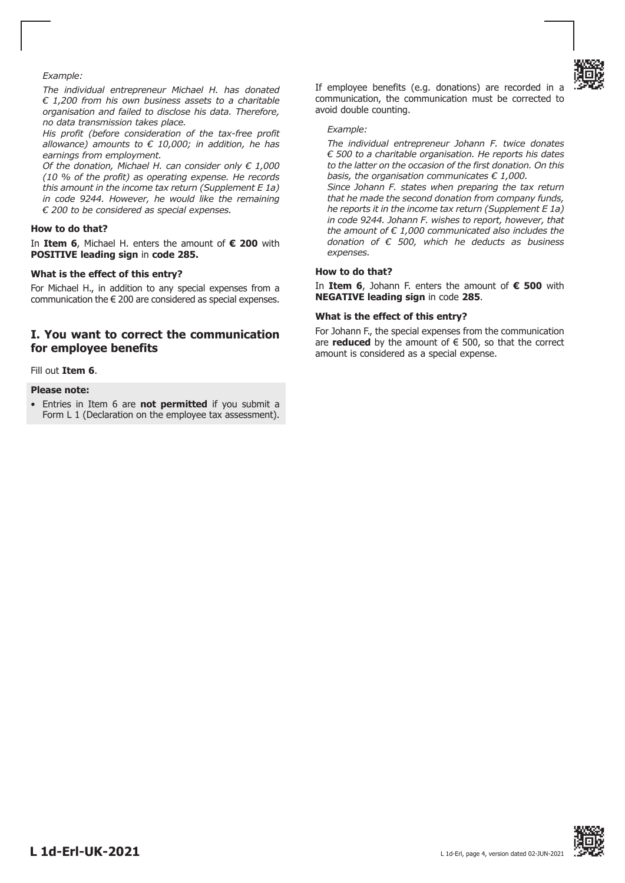*Example:*

*The individual entrepreneur Michael H. has donated € 1,200 from his own business assets to a charitable organisation and failed to disclose his data. Therefore, no data transmission takes place.*

*His profit (before consideration of the tax-free profit allowance) amounts to € 10,000; in addition, he has earnings from employment.*

*Of the donation, Michael H. can consider only € 1,000 (10 % of the profit) as operating expense. He records this amount in the income tax return (Supplement E 1a) in code 9244. However, he would like the remaining € 200 to be considered as special expenses.*

#### How to do that?

In **Item 6**, Michael H. enters the amount of **€ 200** with **POSITIVE leading sign** in **code 285.**

#### What is the effect of this entry?

For Michael H., in addition to any special expenses from a communication the € 200 are considered as special expenses.

## I. You want to correct the communication for employee benefits

Fill out **Item 6**.

**Please note:**

- Entries in Item 6 are **not permitted** if you submit a Form L 1 (Declaration on the employee tax assessment).

If employee benefits (e.g. donations) are recorded in a communication, the communication must be corrected to avoid double counting.

*Example:*

*The individual entrepreneur Johann F. twice donates € 500 to a charitable organisation. He reports his dates to the latter on the occasion of the first donation. On this basis, the organisation communicates € 1,000.*

*Since Johann F. states when preparing the tax return that he made the second donation from company funds, he reports it in the income tax return (Supplement E 1a) in code 9244. Johann F. wishes to report, however, that the amount of € 1,000 communicated also includes the donation of € 500, which he deducts as business expenses.*

#### How to do that?

In **Item 6**, Johann F. enters the amount of **€ 500** with **NEGATIVE leading sign** in code **285**.

#### What is the effect of this entry?

For Johann F., the special expenses from the communication are **reduced** by the amount of € 500, so that the correct amount is considered as a special expense.

**L 1d-Erl-UK-2021**

L 1d-Erl, page 4, version dated 02-JUN-2021